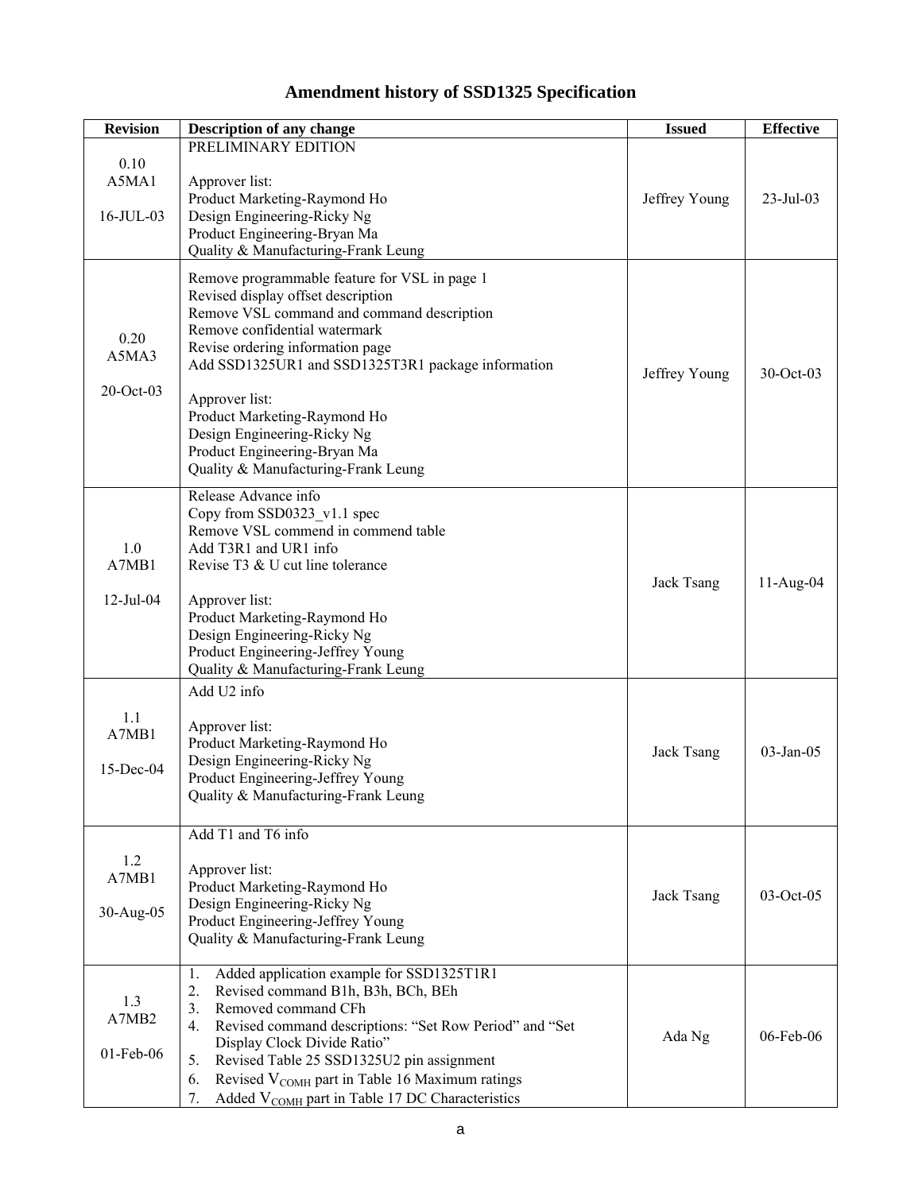# Amendment history of SSD1325 Specification

| Revision | Description of any change | Issued | Effective |
|---|---|---|---|
| 0.10<br>A5MA1<br><br>16-JUL-03 | PRELIMINARY EDITION<br><br>Approver list:<br>Product Marketing-Raymond Ho<br>Design Engineering-Ricky Ng<br>Product Engineering-Bryan Ma<br>Quality & Manufacturing-Frank Leung | Jeffrey Young | 23-Jul-03 |
| 0.20<br>A5MA3<br><br>20-Oct-03 | Remove programmable feature for VSL in page 1<br>Revised display offset description<br>Remove VSL command and command description<br>Remove confidential watermark<br>Revise ordering information page<br>Add SSD1325UR1 and SSD1325T3R1 package information<br><br>Approver list:<br>Product Marketing-Raymond Ho<br>Design Engineering-Ricky Ng<br>Product Engineering-Bryan Ma<br>Quality & Manufacturing-Frank Leung | Jeffrey Young | 30-Oct-03 |
| 1.0<br>A7MB1<br><br>12-Jul-04 | Release Advance info<br>Copy from SSD0323_v1.1 spec<br>Remove VSL commend in commend table<br>Add T3R1 and UR1 info<br>Revise T3 & U cut line tolerance<br><br>Approver list:<br>Product Marketing-Raymond Ho<br>Design Engineering-Ricky Ng<br>Product Engineering-Jeffrey Young<br>Quality & Manufacturing-Frank Leung | Jack Tsang | 11-Aug-04 |
| 1.1<br>A7MB1<br><br>15-Dec-04 | Add U2 info<br><br>Approver list:<br>Product Marketing-Raymond Ho<br>Design Engineering-Ricky Ng<br>Product Engineering-Jeffrey Young<br>Quality & Manufacturing-Frank Leung | Jack Tsang | 03-Jan-05 |
| 1.2<br>A7MB1<br><br>30-Aug-05 | Add T1 and T6 info<br><br>Approver list:<br>Product Marketing-Raymond Ho<br>Design Engineering-Ricky Ng<br>Product Engineering-Jeffrey Young<br>Quality & Manufacturing-Frank Leung | Jack Tsang | 03-Oct-05 |
| 1.3<br>A7MB2<br><br>01-Feb-06 | 1. Added application example for SSD1325T1R1<br>2. Revised command B1h, B3h, BCh, BEh<br>3. Removed command CFh<br>4. Revised command descriptions: "Set Row Period" and "Set Display Clock Divide Ratio"<br>5. Revised Table 25 SSD1325U2 pin assignment<br>6. Revised $V_{COMH}$ part in Table 16 Maximum ratings<br>7. Added $V_{COMH}$ part in Table 17 DC Characteristics | Ada Ng | 06-Feb-06 |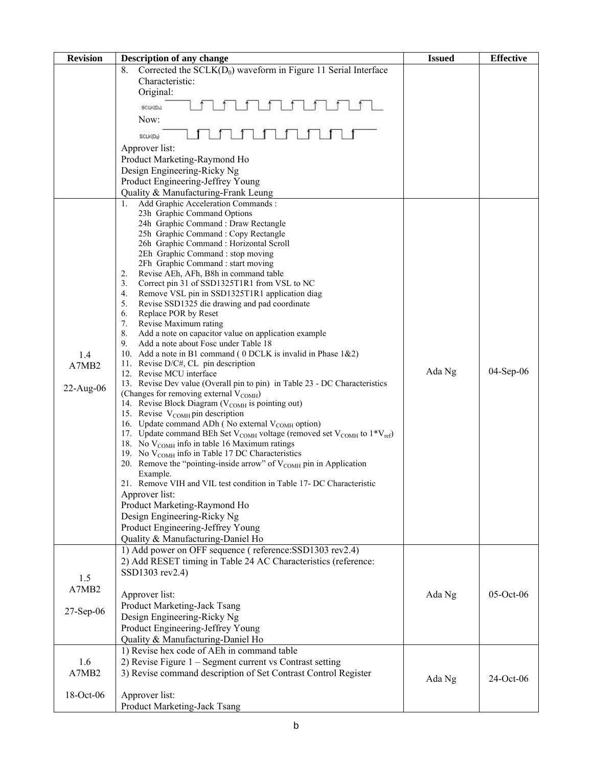| Revision | Description of any change | Issued | Effective |
|---|---|---|---|
| | 8. Corrected the SCLK($D_0$) waveform in Figure 11 Serial Interface Characteristic:<br>Original:<br>SCLK($D_0$)<br>Now:<br>SCLK($D_0$)<br>Approver list:<br>Product Marketing-Raymond Ho<br>Design Engineering-Ricky Ng<br>Product Engineering-Jeffrey Young<br>Quality & Manufacturing-Frank Leung | | |
| 1.4<br>A7MB2<br><br>22-Aug-06 | 1. Add Graphic Acceleration Commands :<br>23h Graphic Command Options<br>24h Graphic Command : Draw Rectangle<br>25h Graphic Command : Copy Rectangle<br>26h Graphic Command : Horizontal Scroll<br>2Eh Graphic Command : stop moving<br>2Fh Graphic Command : start moving<br>2. Revise AEh, AFh, B8h in command table<br>3. Correct pin 31 of SSD1325T1R1 from VSL to NC<br>4. Remove VSL pin in SSD1325T1R1 application diag<br>5. Revise SSD1325 die drawing and pad coordinate<br>6. Replace POR by Reset<br>7. Revise Maximum rating<br>8. Add a note on capacitor value on application example<br>9. Add a note about Fosc under Table 18<br>10. Add a note in B1 command ( 0 DCLK is invalid in Phase 1&2)<br>11. Revise D/C#, CL pin description<br>12. Revise MCU interface<br>13. Revise Dev value (Overall pin to pin) in Table 23 - DC Characteristics (Changes for removing external $V_{COMH}$)<br>14. Revise Block Diagram ($V_{COMH}$ is pointing out)<br>15. Revise $V_{COMH}$ pin description<br>16. Update command ADh ( No external $V_{COMH}$ option)<br>17. Update command BEh Set $V_{COMH}$ voltage (removed set $V_{COMH}$ to $1^*V_{ref}$)<br>18. No $V_{COMH}$ info in table 16 Maximum ratings<br>19. No $V_{COMH}$ info in Table 17 DC Characteristics<br>20. Remove the "pointing-inside arrow" of $V_{COMH}$ pin in Application Example.<br>21. Remove VIH and VIL test condition in Table 17- DC Characteristic<br>Approver list:<br>Product Marketing-Raymond Ho<br>Design Engineering-Ricky Ng<br>Product Engineering-Jeffrey Young<br>Quality & Manufacturing-Daniel Ho | Ada Ng | 04-Sep-06 |
| 1.5<br>A7MB2<br><br>27-Sep-06 | 1) Add power on OFF sequence ( reference:SSD1303 rev2.4)<br>2) Add RESET timing in Table 24 AC Characteristics (reference: SSD1303 rev2.4)<br><br>Approver list:<br>Product Marketing-Jack Tsang<br>Design Engineering-Ricky Ng<br>Product Engineering-Jeffrey Young<br>Quality & Manufacturing-Daniel Ho | Ada Ng | 05-Oct-06 |
| 1.6<br>A7MB2<br><br>18-Oct-06 | 1) Revise hex code of AEh in command table<br>2) Revise Figure 1 – Segment current vs Contrast setting<br>3) Revise command description of Set Contrast Control Register<br><br>Approver list:<br>Product Marketing-Jack Tsang | Ada Ng | 24-Oct-06 |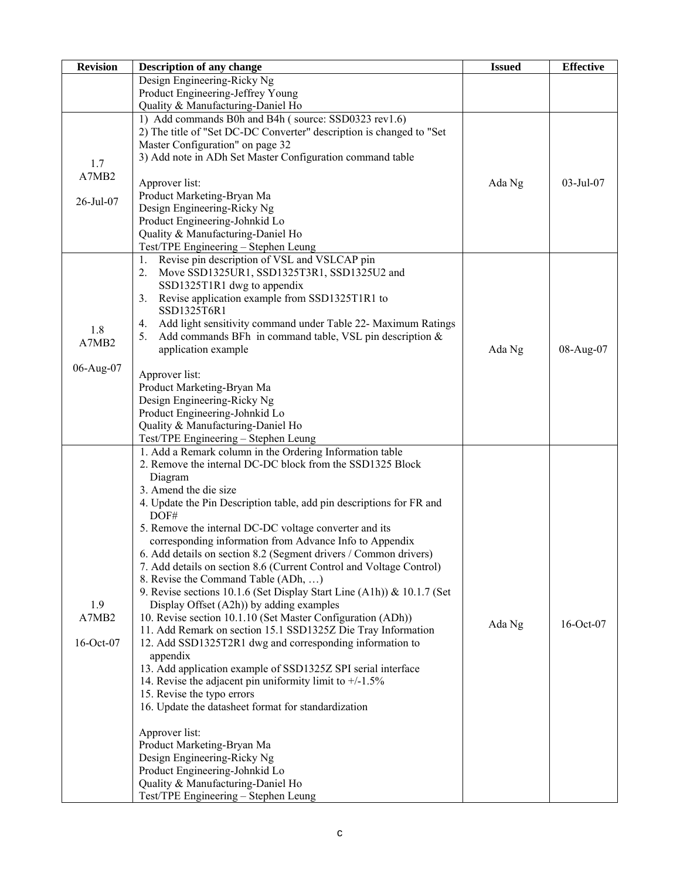| Revision | Description of any change | Issued | Effective |
|---|---|---|---|
| | Design Engineering-Ricky Ng<br>Product Engineering-Jeffrey Young<br>Quality & Manufacturing-Daniel Ho | | |
| 1.7<br>A7MB2<br>26-Jul-07 | 1) Add commands B0h and B4h ( source: SSD0323 rev1.6)<br>2) The title of "Set DC-DC Converter" description is changed to "Set Master Configuration" on page 32<br>3) Add note in ADh Set Master Configuration command table<br><br>Approver list:<br>Product Marketing-Bryan Ma<br>Design Engineering-Ricky Ng<br>Product Engineering-Johnkid Lo<br>Quality & Manufacturing-Daniel Ho<br>Test/TPE Engineering – Stephen Leung | Ada Ng | 03-Jul-07 |
| 1.8<br>A7MB2<br>06-Aug-07 | 1. Revise pin description of VSL and VSLCAP pin<br>2. Move SSD1325UR1, SSD1325T3R1, SSD1325U2 and SSD1325T1R1 dwg to appendix<br>3. Revise application example from SSD1325T1R1 to SSD1325T6R1<br>4. Add light sensitivity command under Table 22- Maximum Ratings<br>5. Add commands BFh in command table, VSL pin description & application example<br><br>Approver list:<br>Product Marketing-Bryan Ma<br>Design Engineering-Ricky Ng<br>Product Engineering-Johnkid Lo<br>Quality & Manufacturing-Daniel Ho<br>Test/TPE Engineering – Stephen Leung | Ada Ng | 08-Aug-07 |
| 1.9<br>A7MB2<br>16-Oct-07 | 1. Add a Remark column in the Ordering Information table<br>2. Remove the internal DC-DC block from the SSD1325 Block Diagram<br>3. Amend the die size<br>4. Update the Pin Description table, add pin descriptions for FR and DOF#<br>5. Remove the internal DC-DC voltage converter and its corresponding information from Advance Info to Appendix<br>6. Add details on section 8.2 (Segment drivers / Common drivers)<br>7. Add details on section 8.6 (Current Control and Voltage Control)<br>8. Revise the Command Table (ADh, …)<br>9. Revise sections 10.1.6 (Set Display Start Line (A1h)) & 10.1.7 (Set Display Offset (A2h)) by adding examples<br>10. Revise section 10.1.10 (Set Master Configuration (ADh))<br>11. Add Remark on section 15.1 SSD1325Z Die Tray Information<br>12. Add SSD1325T2R1 dwg and corresponding information to appendix<br>13. Add application example of SSD1325Z SPI serial interface<br>14. Revise the adjacent pin uniformity limit to +/-1.5%<br>15. Revise the typo errors<br>16. Update the datasheet format for standardization<br><br>Approver list:<br>Product Marketing-Bryan Ma<br>Design Engineering-Ricky Ng<br>Product Engineering-Johnkid Lo<br>Quality & Manufacturing-Daniel Ho<br>Test/TPE Engineering – Stephen Leung | Ada Ng | 16-Oct-07 |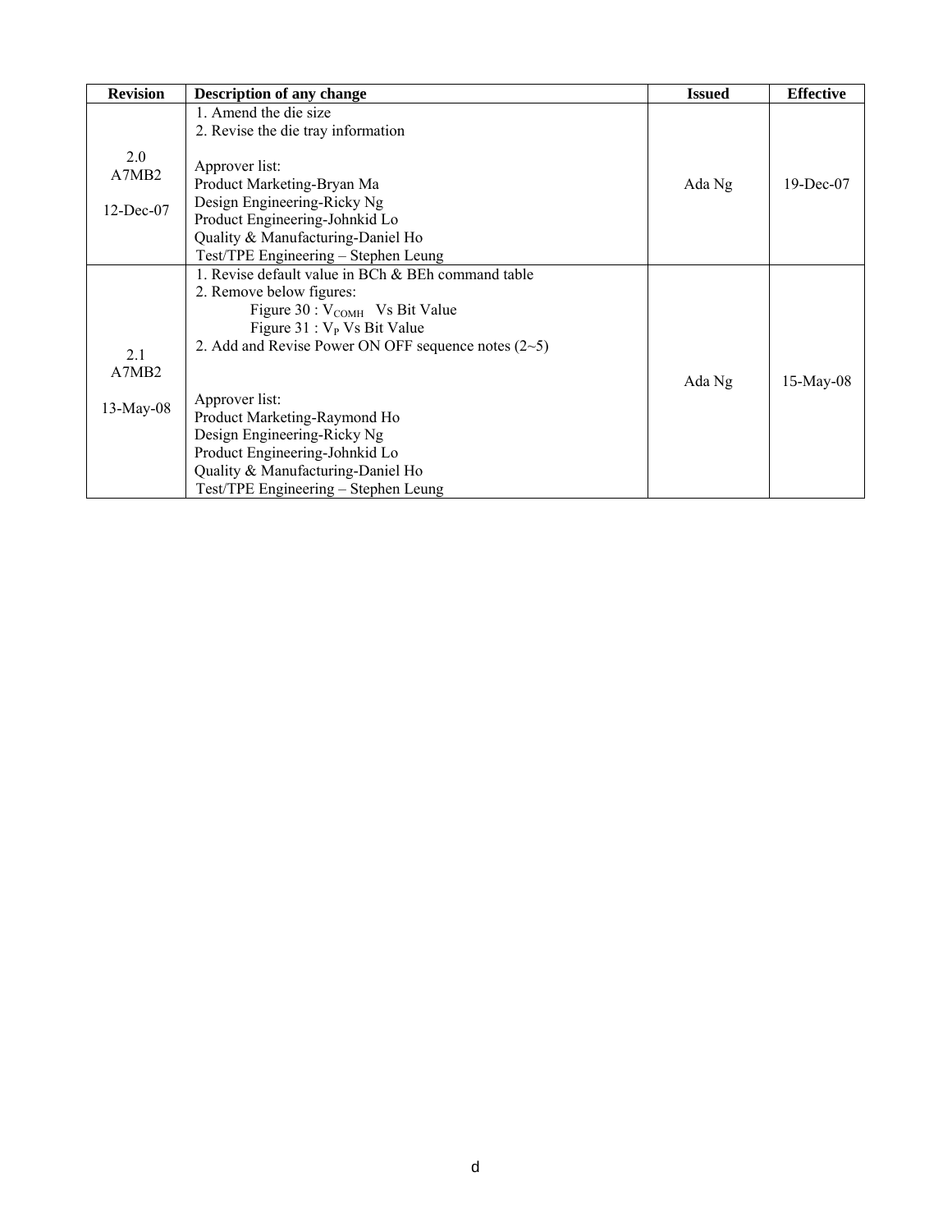| Revision | Description of any change | Issued | Effective |
|---|---|---|---|
| 2.0<br>A7MB2<br><br>12-Dec-07 | 1. Amend the die size<br>2. Revise the die tray information<br><br>Approver list:<br>Product Marketing-Bryan Ma<br>Design Engineering-Ricky Ng<br>Product Engineering-Johnkid Lo<br>Quality & Manufacturing-Daniel Ho<br>Test/TPE Engineering – Stephen Leung | Ada Ng | 19-Dec-07 |
| 2.1<br>A7MB2<br><br>13-May-08 | 1. Revise default value in BCh & BEh command table<br>2. Remove below figures:<br>Figure 30 : $V_{COMH}$ Vs Bit Value<br>Figure 31 : $V_P$ Vs Bit Value<br>2. Add and Revise Power ON OFF sequence notes (2~5)<br><br>Approver list:<br>Product Marketing-Raymond Ho<br>Design Engineering-Ricky Ng<br>Product Engineering-Johnkid Lo<br>Quality & Manufacturing-Daniel Ho<br>Test/TPE Engineering – Stephen Leung | Ada Ng | 15-May-08 |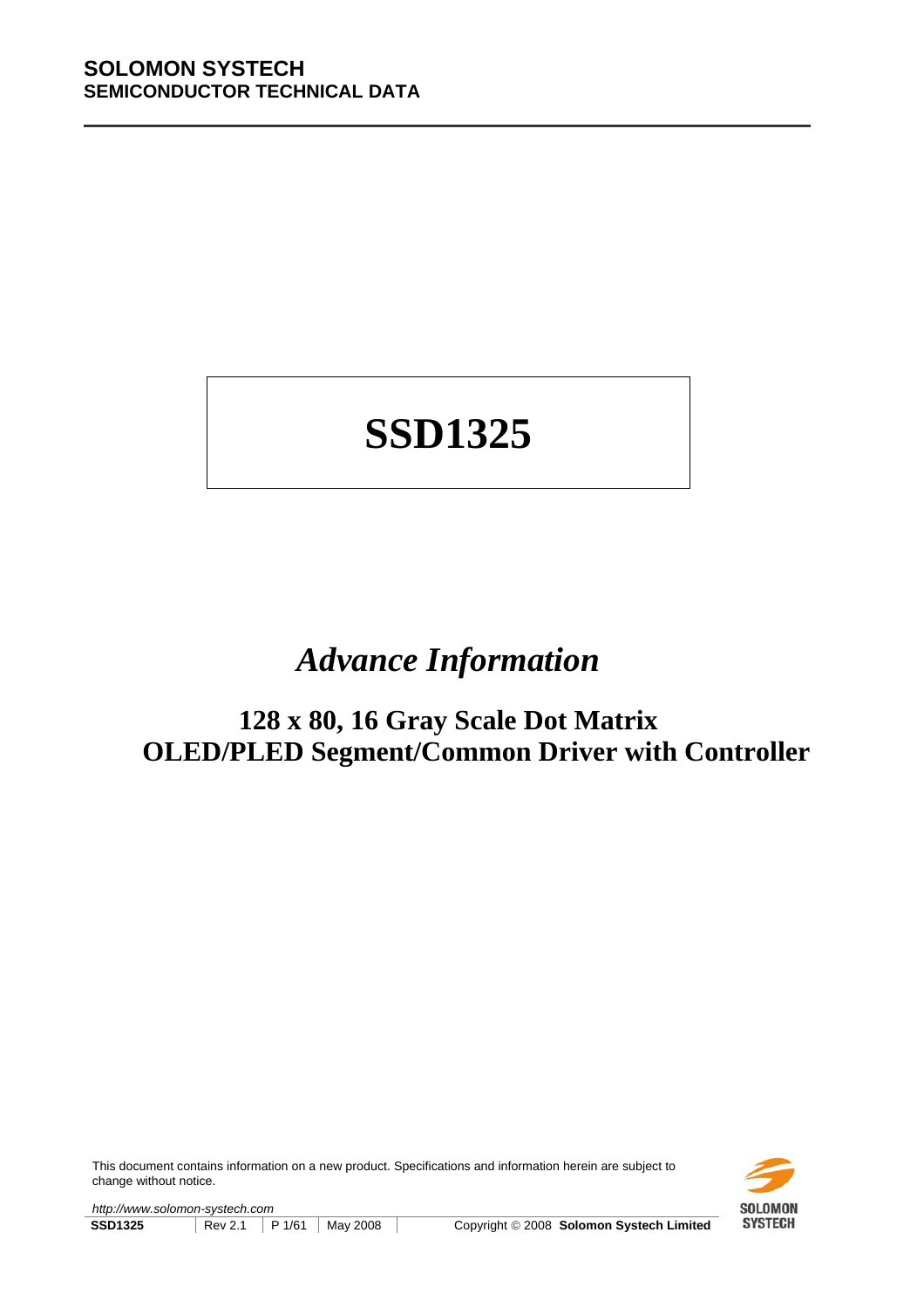**SOLOMON SYSTECH**
**SEMICONDUCTOR TECHNICAL DATA**

# SSD1325

## *Advance Information*

## 128 x 80, 16 Gray Scale Dot Matrix OLED/PLED Segment/Common Driver with Controller

This document contains information on a new product. Specifications and information herein are subject to change without notice.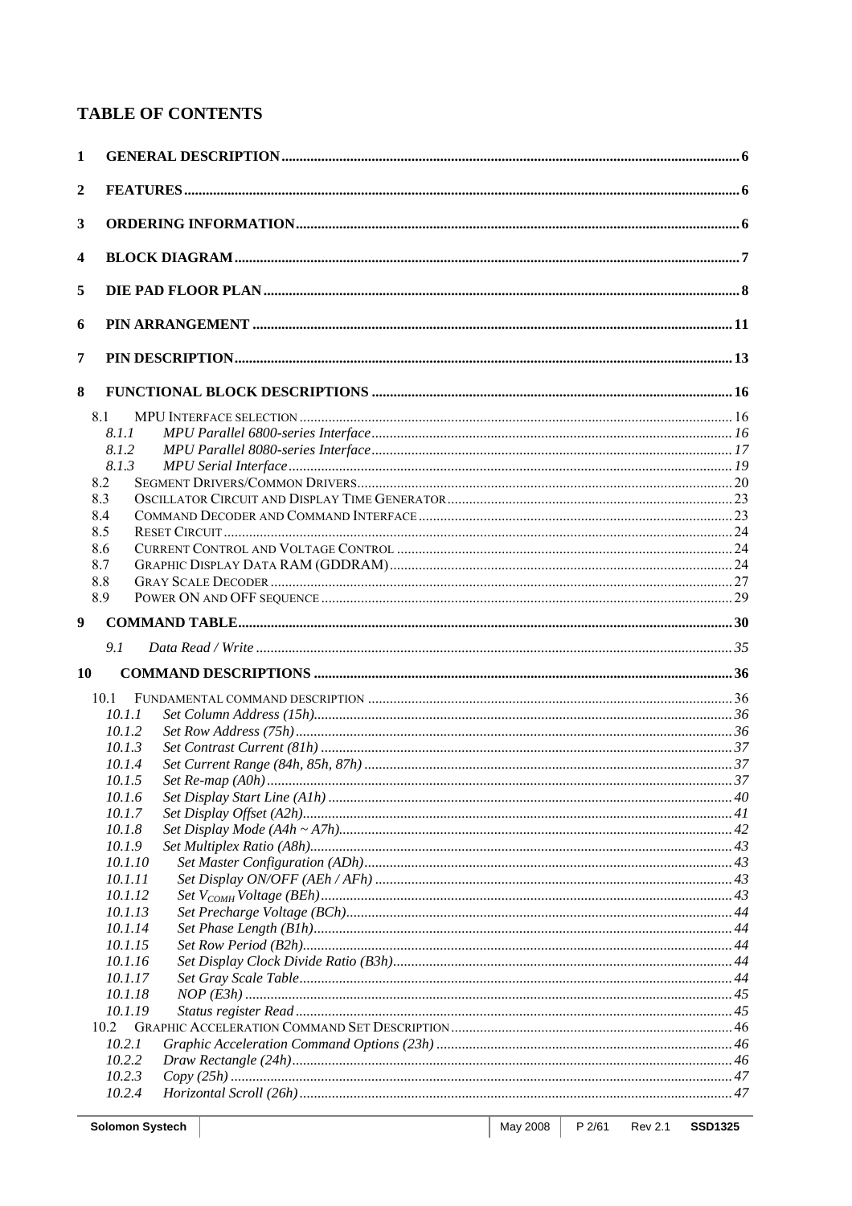## TABLE OF CONTENTS

1 GENERAL DESCRIPTION ..... 6

2 FEATURES ..... 6

3 ORDERING INFORMATION ..... 6

4 BLOCK DIAGRAM ..... 7

5 DIE PAD FLOOR PLAN ..... 8

6 PIN ARRANGEMENT ..... 11

7 PIN DESCRIPTION ..... 13

8 FUNCTIONAL BLOCK DESCRIPTIONS ..... 16

- 8.1 MPU INTERFACE SELECTION ..... 16
  - *8.1.1 MPU Parallel 6800-series Interface ..... 16*
  - *8.1.2 MPU Parallel 8080-series Interface ..... 17*
  - *8.1.3 MPU Serial Interface ..... 19*
- 8.2 SEGMENT DRIVERS/COMMON DRIVERS ..... 20
- 8.3 OSCILLATOR CIRCUIT AND DISPLAY TIME GENERATOR ..... 23
- 8.4 COMMAND DECODER AND COMMAND INTERFACE ..... 23
- 8.5 RESET CIRCUIT ..... 24
- 8.6 CURRENT CONTROL AND VOLTAGE CONTROL ..... 24
- 8.7 GRAPHIC DISPLAY DATA RAM (GDDRAM) ..... 24
- 8.8 GRAY SCALE DECODER ..... 27
- 8.9 POWER ON AND OFF SEQUENCE ..... 29

9 COMMAND TABLE ..... 30

- *9.1 Data Read / Write ..... 35*

10 COMMAND DESCRIPTIONS ..... 36

- 10.1 FUNDAMENTAL COMMAND DESCRIPTION ..... 36
  - *10.1.1 Set Column Address (15h) ..... 36*
  - *10.1.2 Set Row Address (75h) ..... 36*
  - *10.1.3 Set Contrast Current (81h) ..... 37*
  - *10.1.4 Set Current Range (84h, 85h, 87h) ..... 37*
  - *10.1.5 Set Re-map (A0h) ..... 37*
  - *10.1.6 Set Display Start Line (A1h) ..... 40*
  - *10.1.7 Set Display Offset (A2h) ..... 41*
  - *10.1.8 Set Display Mode (A4h ~ A7h) ..... 42*
  - *10.1.9 Set Multiplex Ratio (A8h) ..... 43*
  - *10.1.10 Set Master Configuration (ADh) ..... 43*
  - *10.1.11 Set Display ON/OFF (AEh / AFh) ..... 43*
  - *10.1.12 Set $V_{COMH}$ Voltage (BEh) ..... 43*
  - *10.1.13 Set Precharge Voltage (BCh) ..... 44*
  - *10.1.14 Set Phase Length (B1h) ..... 44*
  - *10.1.15 Set Row Period (B2h) ..... 44*
  - *10.1.16 Set Display Clock Divide Ratio (B3h) ..... 44*
  - *10.1.17 Set Gray Scale Table ..... 44*
  - *10.1.18 NOP (E3h) ..... 45*
  - *10.1.19 Status register Read ..... 45*
- 10.2 GRAPHIC ACCELERATION COMMAND SET DESCRIPTION ..... 46
  - *10.2.1 Graphic Acceleration Command Options (23h) ..... 46*
  - *10.2.2 Draw Rectangle (24h) ..... 46*
  - *10.2.3 Copy (25h) ..... 47*
  - *10.2.4 Horizontal Scroll (26h) ..... 47*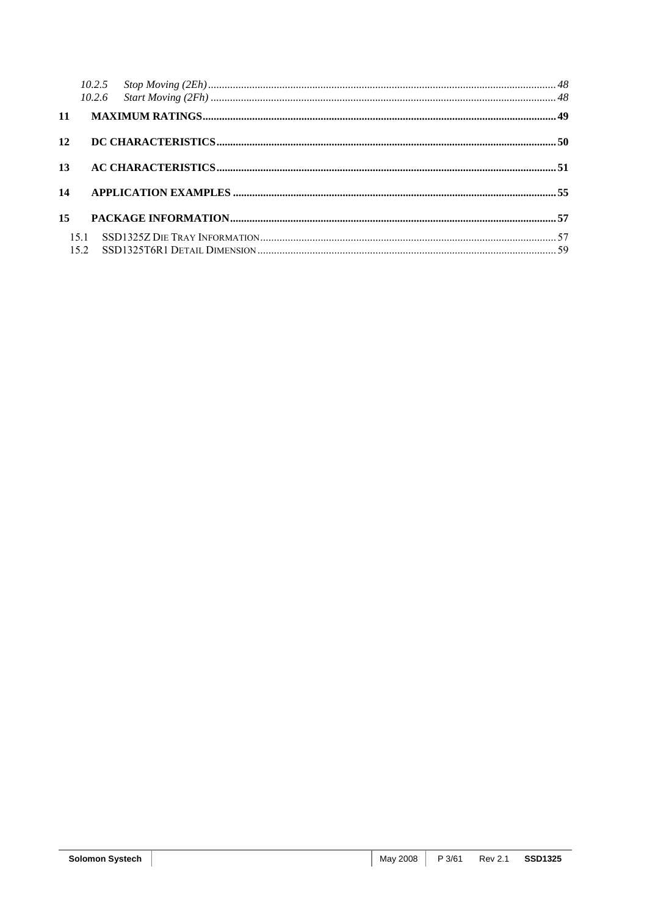*10.2.5 Stop Moving (2Eh)* ........................................................................................................................ *48*
*10.2.6 Start Moving (2Fh)* ........................................................................................................................ *48*

**11 MAXIMUM RATINGS** ........................................................................................................................ **49**

**12 DC CHARACTERISTICS** ........................................................................................................................ **50**

**13 AC CHARACTERISTICS** ........................................................................................................................ **51**

**14 APPLICATION EXAMPLES** ........................................................................................................................ **55**

**15 PACKAGE INFORMATION** ........................................................................................................................ **57**

15.1 SSD1325Z DIE TRAY INFORMATION ........................................................................................................................ 57
15.2 SSD1325T6R1 DETAIL DIMENSION ........................................................................................................................ 59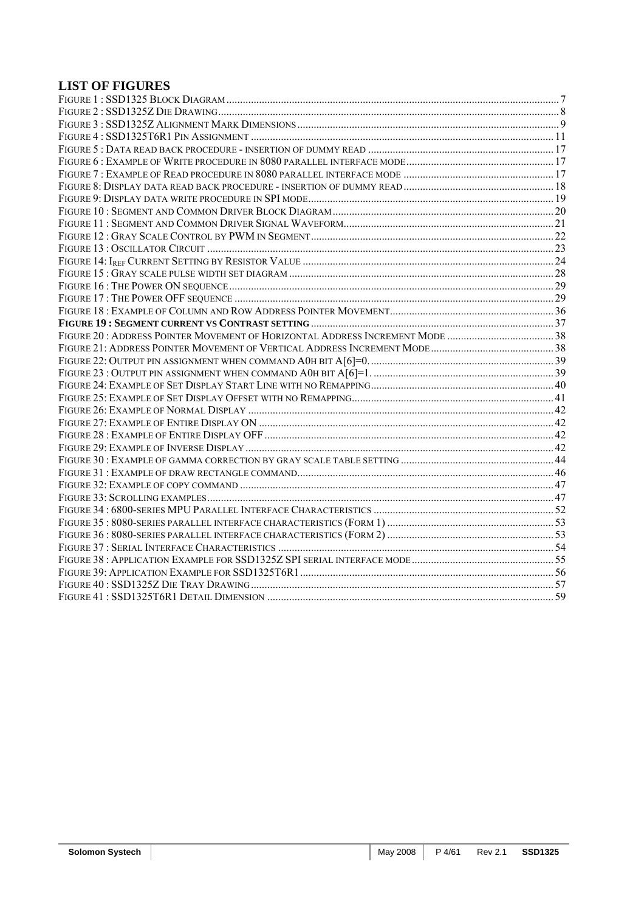# LIST OF FIGURES

FIGURE 1 : SSD1325 BLOCK DIAGRAM ........................................................................................................................ 7
FIGURE 2 : SSD1325Z DIE DRAWING ........................................................................................................................ 8
FIGURE 3 : SSD1325Z ALIGNMENT MARK DIMENSIONS ............................................................................................ 9
FIGURE 4 : SSD1325T6R1 PIN ASSIGNMENT ............................................................................................................ 11
FIGURE 5 : DATA READ BACK PROCEDURE - INSERTION OF DUMMY READ ................................................................. 17
FIGURE 6 : EXAMPLE OF WRITE PROCEDURE IN 8080 PARALLEL INTERFACE MODE ...................................................... 17
FIGURE 7 : EXAMPLE OF READ PROCEDURE IN 8080 PARALLEL INTERFACE MODE ....................................................... 17
FIGURE 8: DISPLAY DATA READ BACK PROCEDURE - INSERTION OF DUMMY READ ....................................................... 18
FIGURE 9: DISPLAY DATA WRITE PROCEDURE IN SPI MODE ......................................................................................... 19
FIGURE 10 : SEGMENT AND COMMON DRIVER BLOCK DIAGRAM ................................................................................. 20
FIGURE 11 : SEGMENT AND COMMON DRIVER SIGNAL WAVEFORM ............................................................................. 21
FIGURE 12 : GRAY SCALE CONTROL BY PWM IN SEGMENT ......................................................................................... 22
FIGURE 13 : OSCILLATOR CIRCUIT ............................................................................................................................ 23
FIGURE 14: $I_{REF}$ CURRENT SETTING BY RESISTOR VALUE ............................................................................................ 24
FIGURE 15 : GRAY SCALE PULSE WIDTH SET DIAGRAM ................................................................................................ 28
FIGURE 16 : THE POWER ON SEQUENCE ..................................................................................................................... 29
FIGURE 17 : THE POWER OFF SEQUENCE ................................................................................................................... 29
FIGURE 18 : EXAMPLE OF COLUMN AND ROW ADDRESS POINTER MOVEMENT ............................................................ 36
**FIGURE 19 : SEGMENT CURRENT VS CONTRAST SETTING** ......................................................................................... 37
FIGURE 20 : ADDRESS POINTER MOVEMENT OF HORIZONTAL ADDRESS INCREMENT MODE ....................................... 38
FIGURE 21: ADDRESS POINTER MOVEMENT OF VERTICAL ADDRESS INCREMENT MODE ............................................. 38
FIGURE 22: OUTPUT PIN ASSIGNMENT WHEN COMMAND A0H BIT A[6]=0. .................................................................... 39
FIGURE 23 : OUTPUT PIN ASSIGNMENT WHEN COMMAND A0H BIT A[6]=1. ................................................................... 39
FIGURE 24: EXAMPLE OF SET DISPLAY START LINE WITH NO REMAPPING ................................................................... 40
FIGURE 25: EXAMPLE OF SET DISPLAY OFFSET WITH NO REMAPPING .......................................................................... 41
FIGURE 26: EXAMPLE OF NORMAL DISPLAY ............................................................................................................... 42
FIGURE 27: EXAMPLE OF ENTIRE DISPLAY ON ........................................................................................................... 42
FIGURE 28 : EXAMPLE OF ENTIRE DISPLAY OFF ......................................................................................................... 42
FIGURE 29: EXAMPLE OF INVERSE DISPLAY ................................................................................................................ 42
FIGURE 30 : EXAMPLE OF GAMMA CORRECTION BY GRAY SCALE TABLE SETTING ....................................................... 44
FIGURE 31 : EXAMPLE OF DRAW RECTANGLE COMMAND ............................................................................................. 46
FIGURE 32: EXAMPLE OF COPY COMMAND .................................................................................................................. 47
FIGURE 33: SCROLLING EXAMPLES .............................................................................................................................. 47
FIGURE 34 : 6800-SERIES MPU PARALLEL INTERFACE CHARACTERISTICS .................................................................. 52
FIGURE 35 : 8080-SERIES PARALLEL INTERFACE CHARACTERISTICS (FORM 1) ............................................................. 53
FIGURE 36 : 8080-SERIES PARALLEL INTERFACE CHARACTERISTICS (FORM 2) ............................................................. 53
FIGURE 37 : SERIAL INTERFACE CHARACTERISTICS ..................................................................................................... 54
FIGURE 38 : APPLICATION EXAMPLE FOR SSD1325Z SPI SERIAL INTERFACE MODE .................................................... 55
FIGURE 39: APPLICATION EXAMPLE FOR SSD1325T6R1 ............................................................................................. 56
FIGURE 40 : SSD1325Z DIE TRAY DRAWING ............................................................................................................... 57
FIGURE 41 : SSD1325T6R1 DETAIL DIMENSION ......................................................................................................... 59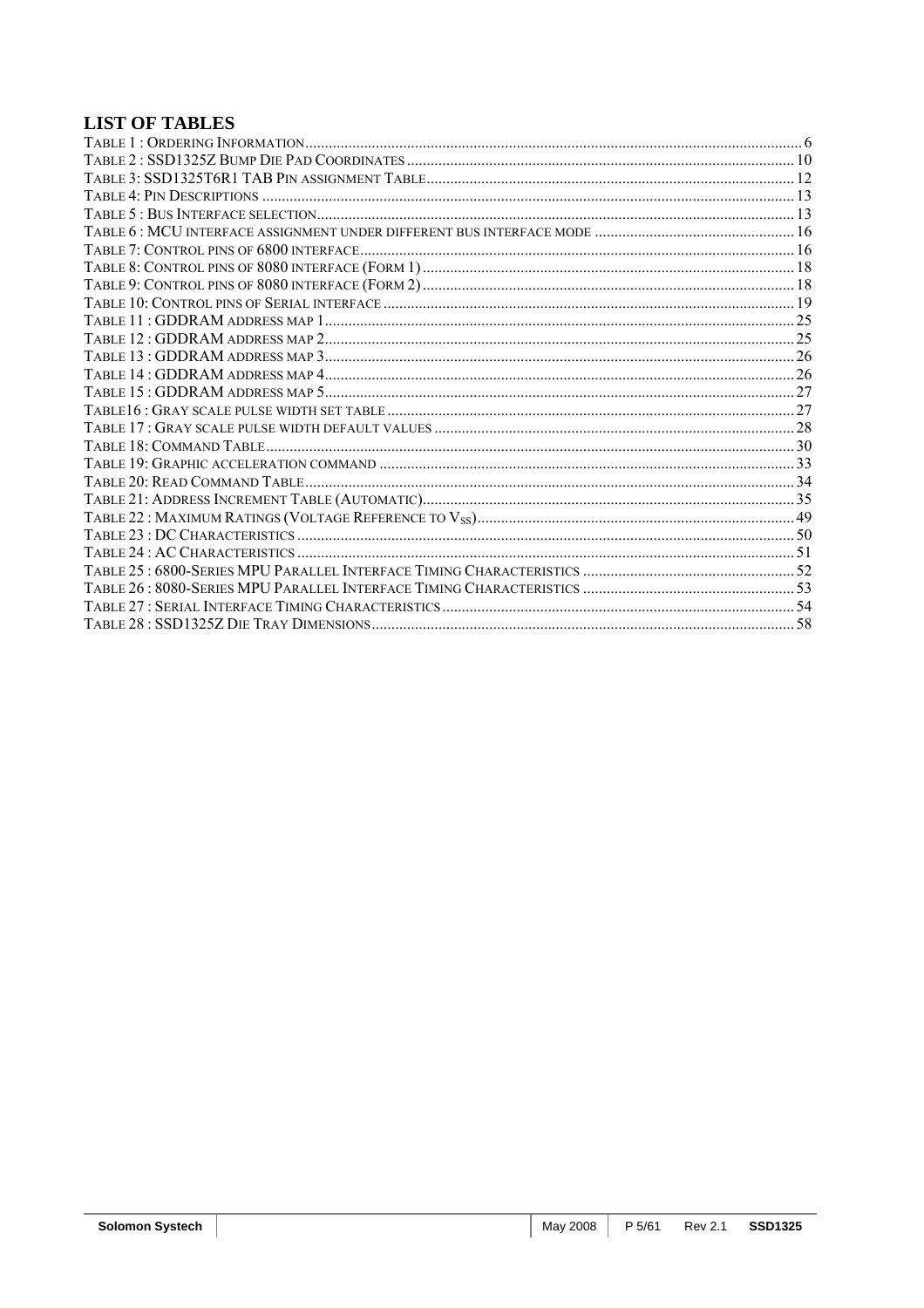## LIST OF TABLES

TABLE 1 : ORDERING INFORMATION............................................................................................................................ 6
TABLE 2 : SSD1325Z BUMP DIE PAD COORDINATES ................................................................................................. 10
TABLE 3: SSD1325T6R1 TAB PIN ASSIGNMENT TABLE............................................................................................ 12
TABLE 4: PIN DESCRIPTIONS ...................................................................................................................................... 13
TABLE 5 : BUS INTERFACE SELECTION........................................................................................................................ 13
TABLE 6 : MCU INTERFACE ASSIGNMENT UNDER DIFFERENT BUS INTERFACE MODE ................................................. 16
TABLE 7: CONTROL PINS OF 6800 INTERFACE............................................................................................................. 16
TABLE 8: CONTROL PINS OF 8080 INTERFACE (FORM 1) ............................................................................................. 18
TABLE 9: CONTROL PINS OF 8080 INTERFACE (FORM 2) ............................................................................................. 18
TABLE 10: CONTROL PINS OF SERIAL INTERFACE ....................................................................................................... 19
TABLE 11 : GDDRAM ADDRESS MAP 1...................................................................................................................... 25
TABLE 12 : GDDRAM ADDRESS MAP 2...................................................................................................................... 25
TABLE 13 : GDDRAM ADDRESS MAP 3...................................................................................................................... 26
TABLE 14 : GDDRAM ADDRESS MAP 4...................................................................................................................... 26
TABLE 15 : GDDRAM ADDRESS MAP 5...................................................................................................................... 27
TABLE16 : GRAY SCALE PULSE WIDTH SET TABLE ...................................................................................................... 27
TABLE 17 : GRAY SCALE PULSE WIDTH DEFAULT VALUES .......................................................................................... 28
TABLE 18: COMMAND TABLE...................................................................................................................................... 30
TABLE 19: GRAPHIC ACCELERATION COMMAND ......................................................................................................... 33
TABLE 20: READ COMMAND TABLE............................................................................................................................ 34
TABLE 21: ADDRESS INCREMENT TABLE (AUTOMATIC).............................................................................................. 35
TABLE 22 : MAXIMUM RATINGS (VOLTAGE REFERENCE TO $V_{SS}$)................................................................................ 49
TABLE 23 : DC CHARACTERISTICS .............................................................................................................................. 50
TABLE 24 : AC CHARACTERISTICS .............................................................................................................................. 51
TABLE 25 : 6800-SERIES MPU PARALLEL INTERFACE TIMING CHARACTERISTICS ...................................................... 52
TABLE 26 : 8080-SERIES MPU PARALLEL INTERFACE TIMING CHARACTERISTICS ...................................................... 53
TABLE 27 : SERIAL INTERFACE TIMING CHARACTERISTICS......................................................................................... 54
TABLE 28 : SSD1325Z DIE TRAY DIMENSIONS........................................................................................................... 58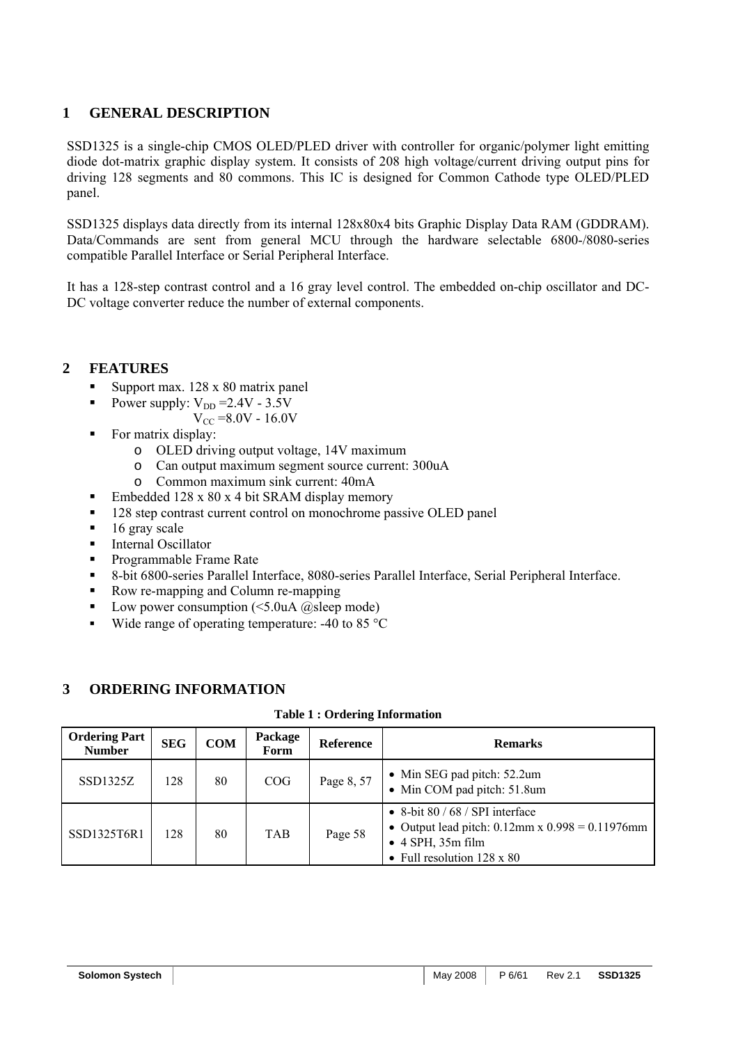# 1 GENERAL DESCRIPTION

SSD1325 is a single-chip CMOS OLED/PLED driver with controller for organic/polymer light emitting diode dot-matrix graphic display system. It consists of 208 high voltage/current driving output pins for driving 128 segments and 80 commons. This IC is designed for Common Cathode type OLED/PLED panel.

SSD1325 displays data directly from its internal 128x80x4 bits Graphic Display Data RAM (GDDRAM). Data/Commands are sent from general MCU through the hardware selectable 6800-/8080-series compatible Parallel Interface or Serial Peripheral Interface.

It has a 128-step contrast control and a 16 gray level control. The embedded on-chip oscillator and DC-DC voltage converter reduce the number of external components.

# 2 FEATURES

- Support max. 128 x 80 matrix panel
- Power supply: $V_{DD}$ =2.4V - 3.5V
  $V_{CC}$ =8.0V - 16.0V
- For matrix display:
  - OLED driving output voltage, 14V maximum
  - Can output maximum segment source current: 300uA
  - Common maximum sink current: 40mA
- Embedded 128 x 80 x 4 bit SRAM display memory
- 128 step contrast current control on monochrome passive OLED panel
- 16 gray scale
- Internal Oscillator
- Programmable Frame Rate
- 8-bit 6800-series Parallel Interface, 8080-series Parallel Interface, Serial Peripheral Interface.
- Row re-mapping and Column re-mapping
- Low power consumption (<5.0uA @sleep mode)
- Wide range of operating temperature: -40 to 85 °C

# 3 ORDERING INFORMATION

**Table 1 : Ordering Information**

| Ordering Part Number | SEG | COM | Package Form | Reference | Remarks |
|---|---|---|---|---|---|
| SSD1325Z | 128 | 80 | COG | Page 8, 57 | • Min SEG pad pitch: 52.2um<br>• Min COM pad pitch: 51.8um |
| SSD1325T6R1 | 128 | 80 | TAB | Page 58 | • 8-bit 80 / 68 / SPI interface<br>• Output lead pitch: 0.12mm x 0.998 = 0.11976mm<br>• 4 SPH, 35m film<br>• Full resolution 128 x 80 |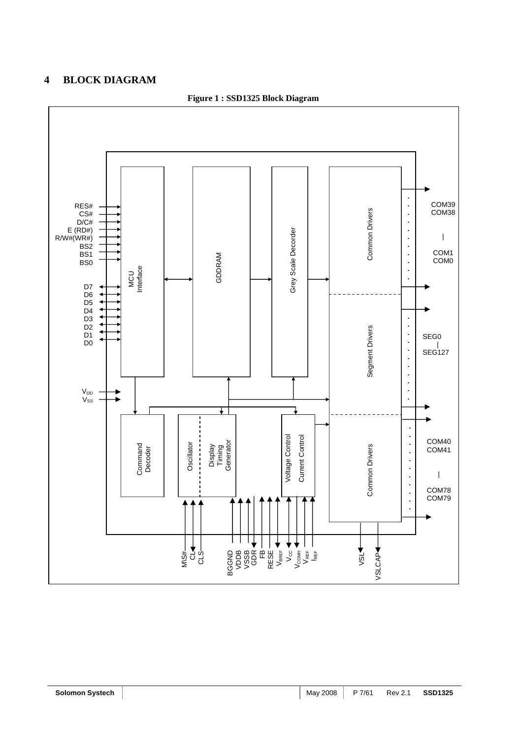# 4 BLOCK DIAGRAM

**Figure 1 : SSD1325 Block Diagram**

RES#
CS#
D/C#
E (RD#)
R/W#(WR#)
BS2
BS1
BS0
D7
D6
D5
D4
D3
D2
D1
D0
$V_{DD}$
$V_{SS}$

MCU Interface

GDDRAM

Grey Scale Decorder

Common Drivers

Segment Drivers

Common Drivers

Command Decoder

Oscillator

Display Timing Generator

Voltage Control

Current Control

COM39
COM38
|
COM1
COM0

SEG0
|
SEG127

COM40
COM41
|
COM78
COM79

MS#
CL
CLS
BGGND
VDDB
VSSB
GDR
FB
RESE
$V_{BREF}$
$V_{CC}$
$V_{COMH}$
$V_{REF}$
$I_{REF}$
VSL
VSLCAP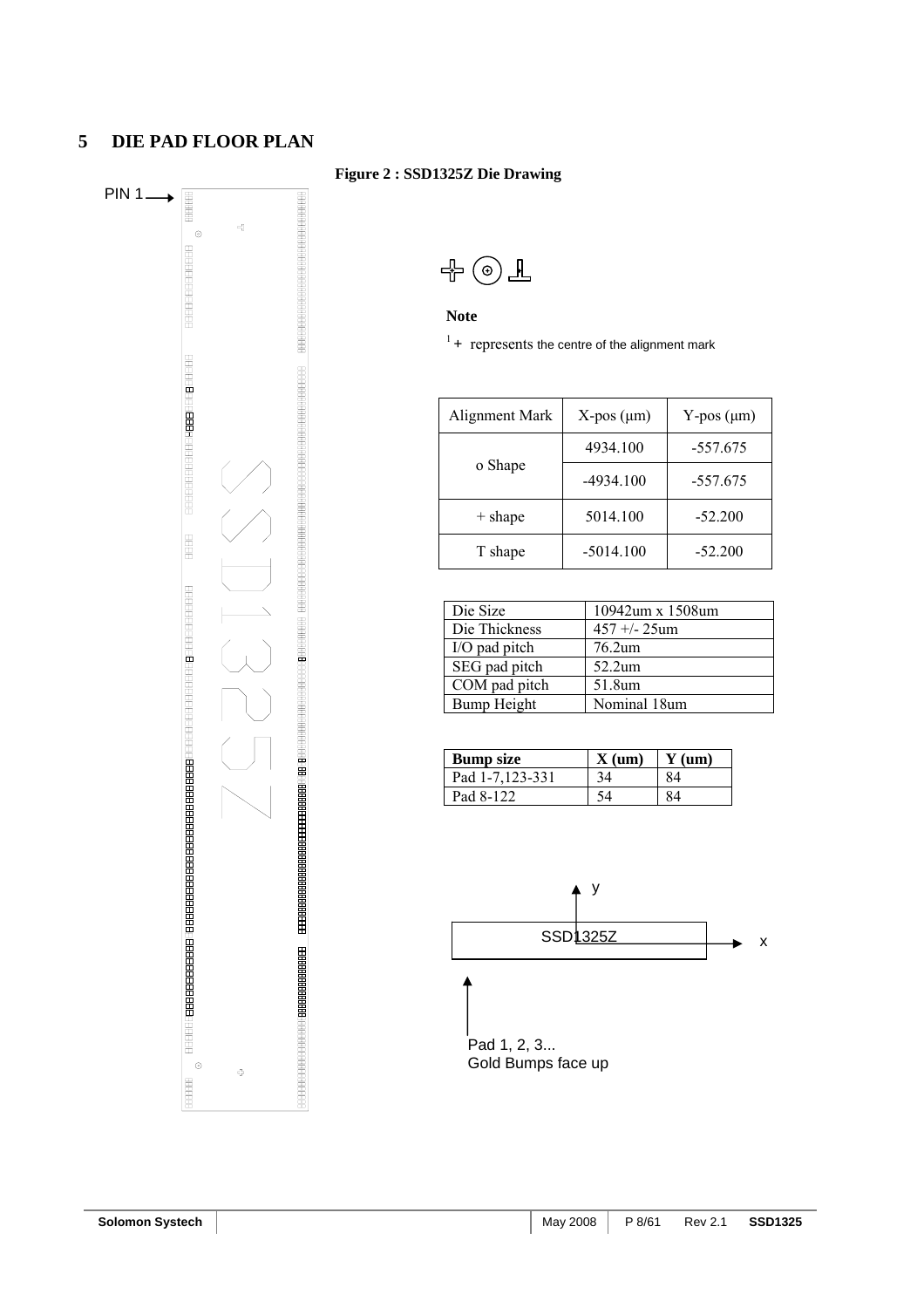## 5 DIE PAD FLOOR PLAN

**Figure 2 : SSD1325Z Die Drawing**

PIN 1

**Note**

[1] + represents the centre of the alignment mark

| Alignment Mark | X-pos (μm) | Y-pos (μm) |
|---|---|---|
| o Shape | 4934.100 | -557.675 |
| | -4934.100 | -557.675 |
| + shape | 5014.100 | -52.200 |
| T shape | -5014.100 | -52.200 |

| | |
|---|---|
| Die Size | 10942um x 1508um |
| Die Thickness | 457 +/- 25um |
| I/O pad pitch | 76.2um |
| SEG pad pitch | 52.2um |
| COM pad pitch | 51.8um |
| Bump Height | Nominal 18um |

| **Bump size** | **X (um)** | **Y (um)** |
|---|---|---|
| Pad 1-7,123-331 | 34 | 84 |
| Pad 8-122 | 54 | 84 |

y

SSD1325Z

x

Pad 1, 2, 3...
Gold Bumps face up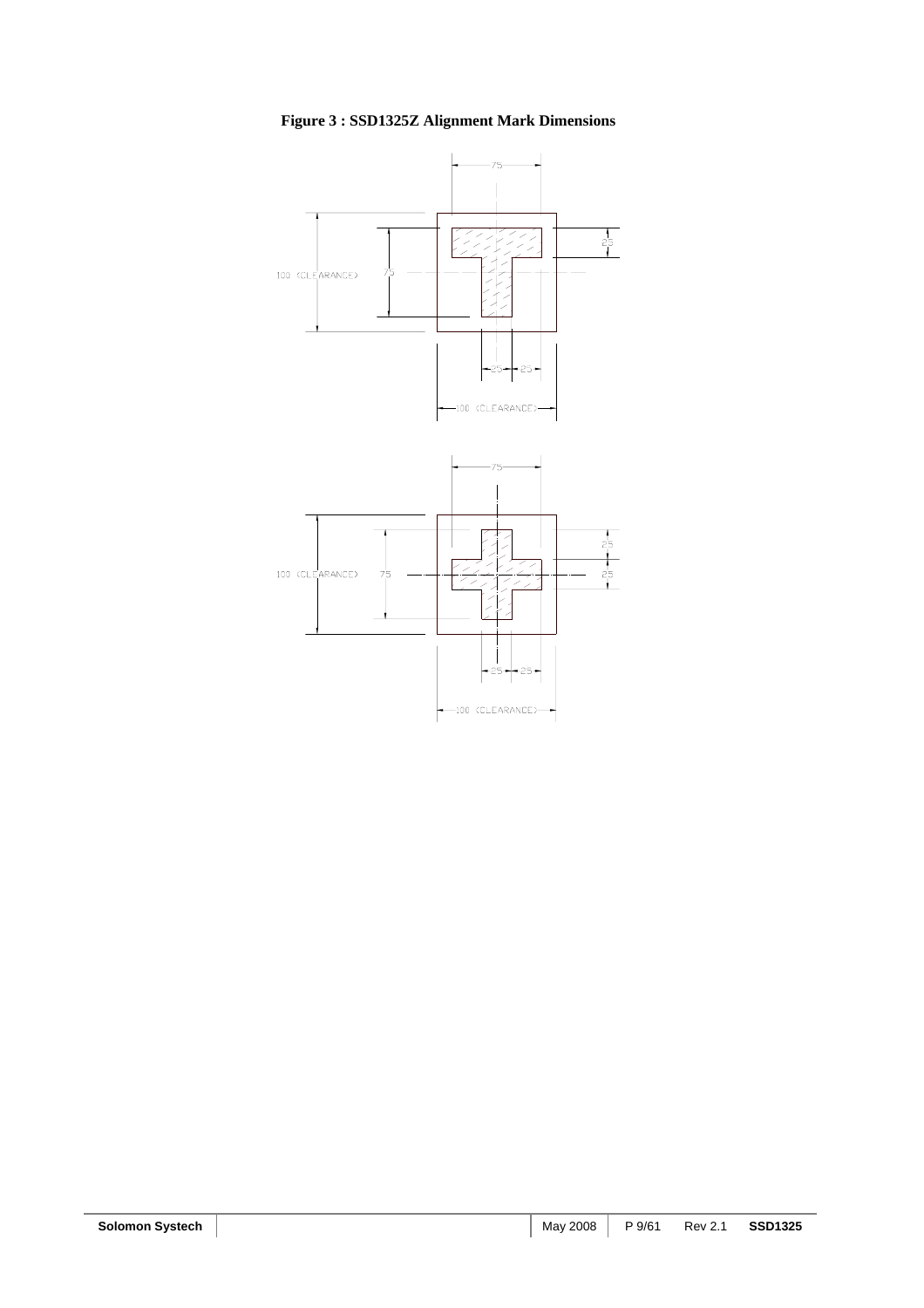**Figure 3 : SSD1325Z Alignment Mark Dimensions**

75

25

100 (CLEARANCE) 75

25 25

100 (CLEARANCE)

75

25

100 (CLEARANCE) 75 25

25 25

100 (CLEARANCE)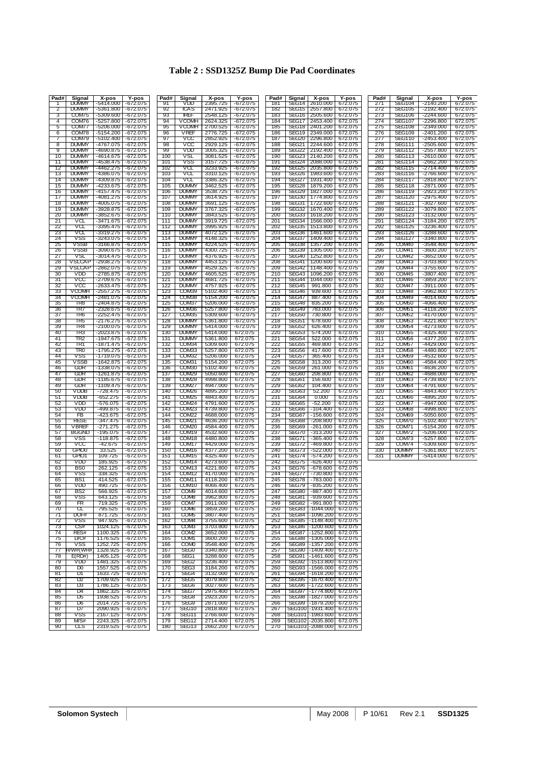# Table 2 : SSD1325Z Bump Die Pad Coordinates

| Pad# | Signal | X-pos | Y-pos |
|---|---|---|---|
| 1 | DUMMY | -5414.000 | -672.075 |
| 2 | DUMMY | -5361.800 | -672.075 |
| 3 | COM75 | -5309.600 | -672.075 |
| 4 | COM76 | -5257.800 | -672.075 |
| 5 | COM77 | -5206.000 | -672.075 |
| 6 | COM78 | -5154.200 | -672.075 |
| 7 | COM79 | -5102.400 | -672.075 |
| 8 | DUMMY | -4767.075 | -672.075 |
| 9 | DUMMY | -4690.875 | -672.075 |
| 10 | DUMMY | -4614.675 | -672.075 |
| 11 | DUMMY | -4538.475 | -672.075 |
| 12 | DUMMY | -4462.275 | -672.075 |
| 13 | DUMMY | -4386.075 | -672.075 |
| 14 | DUMMY | -4309.875 | -672.075 |
| 15 | DUMMY | -4233.675 | -672.075 |
| 16 | DUMMY | -4157.475 | -672.075 |
| 17 | DUMMY | -4081.275 | -672.075 |
| 18 | DUMMY | -4005.075 | -672.075 |
| 19 | DUMMY | -3928.875 | -672.075 |
| 20 | DUMMY | -3852.675 | -672.075 |
| 21 | VCL | -3471.675 | -672.075 |
| 22 | VCL | -3395.475 | -672.075 |
| 23 | VCL | -3319.275 | -672.075 |
| 24 | VSS | -3243.075 | -672.075 |
| 25 | VSSB | -3166.875 | -672.075 |
| 26 | VSSB | -3090.675 | -672.075 |
| 27 | VSL | -3014.475 | -672.075 |
| 28 | VSLCAP | -2938.275 | -672.075 |
| 29 | VSLCAP | -2862.075 | -672.075 |
| 30 | VDD | -2785.875 | -672.075 |
| 31 | VCC | -2709.675 | -672.075 |
| 32 | VCC | -2633.475 | -672.075 |
| 33 | VCOMH | -2557.275 | -672.075 |
| 34 | VCOMH | -2481.075 | -672.075 |
| 35 | TR8 | -2404.875 | -672.075 |
| 36 | TR7 | -2328.675 | -672.075 |
| 37 | TR6 | -2252.475 | -672.075 |
| 38 | TR5 | -2176.275 | -672.075 |
| 39 | TR4 | -2100.075 | -672.075 |
| 40 | TR3 | -2023.875 | -672.075 |
| 41 | TR2 | -1947.675 | -672.075 |
| 42 | TR1 | -1871.475 | -672.075 |
| 43 | TR0 | -1795.275 | -672.075 |
| 44 | VSS | -1719.075 | -672.075 |
| 45 | VSSB | -1642.875 | -672.075 |
| 46 | GDR | -1338.075 | -672.075 |
| 47 | GDR | -1261.875 | -672.075 |
| 48 | GDR | -1185.675 | -672.075 |
| 49 | GDR | -1109.475 | -672.075 |
| 50 | VDDB | -728.475 | -672.075 |
| 51 | VDDB | -652.275 | -672.075 |
| 52 | VDD | -576.075 | -672.075 |
| 53 | VDD | -499.875 | -672.075 |
| 54 | FB | -423.675 | -672.075 |
| 55 | RESE | -347.475 | -672.075 |
| 56 | VBREF | -271.275 | -672.075 |
| 57 | BGGND | -195.075 | -672.075 |
| 58 | VSS | -118.875 | -672.075 |
| 59 | VCC | -42.675 | -672.075 |
| 60 | GPIO0 | 33.525 | -672.075 |
| 61 | GPIO1 | 109.725 | -672.075 |
| 62 | VDD | 185.925 | -672.075 |
| 63 | BS0 | 262.125 | -672.075 |
| 64 | VSS | 338.325 | -672.075 |
| 65 | BS1 | 414.525 | -672.075 |
| 66 | VDD | 490.725 | -672.075 |
| 67 | BS2 | 566.925 | -672.075 |
| 68 | VSS | 643.125 | -672.075 |
| 69 | FR | 719.325 | -672.075 |
| 70 | CL | 795.525 | -672.075 |
| 71 | DOF# | 871.725 | -672.075 |
| 72 | VSS | 947.925 | -672.075 |
| 73 | CS# | 1024.125 | -672.075 |
| 74 | RES# | 1100.325 | -672.075 |
| 75 | D/C# | 1176.525 | -672.075 |
| 76 | VSS | 1252.725 | -672.075 |
| 77 | R/W#(WR#) | 1328.925 | -672.075 |
| 78 | E(RD#) | 1405.125 | -672.075 |
| 79 | VDD | 1481.325 | -672.075 |
| 80 | D0 | 1557.525 | -672.075 |
| 81 | D1 | 1633.725 | -672.075 |
| 82 | D2 | 1709.925 | -672.075 |
| 83 | D3 | 1786.125 | -672.075 |
| 84 | D4 | 1862.325 | -672.075 |
| 85 | D5 | 1938.525 | -672.075 |
| 86 | D6 | 2014.725 | -672.075 |
| 87 | D7 | 2090.925 | -672.075 |
| 88 | VSS | 2167.125 | -672.075 |
| 89 | M/S# | 2243.325 | -672.075 |
| 90 | CLS | 2319.525 | -672.075 |
| 91 | VDD | 2395.725 | -672.075 |
| 92 | ICAS | 2471.925 | -672.075 |
| 93 | IREF | 2548.125 | -672.075 |
| 94 | VCOMH | 2624.325 | -672.075 |
| 95 | VCOMH | 2700.525 | -672.075 |
| 96 | VREF | 2776.725 | -672.075 |
| 97 | VCC | 2852.925 | -672.075 |
| 98 | VCC | 2929.125 | -672.075 |
| 99 | VDD | 3005.325 | -672.075 |
| 100 | VSL | 3081.525 | -672.075 |
| 101 | VSS | 3157.725 | -672.075 |
| 102 | VCL | 3233.925 | -672.075 |
| 103 | VCL | 3310.125 | -672.075 |
| 104 | VCL | 3386.325 | -672.075 |
| 105 | DUMMY | 3462.525 | -672.075 |
| 106 | DUMMY | 3538.725 | -672.075 |
| 107 | DUMMY | 3614.925 | -672.075 |
| 108 | DUMMY | 3691.125 | -672.075 |
| 109 | DUMMY | 3767.325 | -672.075 |
| 110 | DUMMY | 3843.525 | -672.075 |
| 111 | DUMMY | 3919.725 | -672.075 |
| 112 | DUMMY | 3995.925 | -672.075 |
| 113 | DUMMY | 4072.125 | -672.075 |
| 114 | DUMMY | 4148.325 | -672.075 |
| 115 | DUMMY | 4224.525 | -672.075 |
| 116 | DUMMY | 4300.725 | -672.075 |
| 117 | DUMMY | 4376.925 | -672.075 |
| 118 | DUMMY | 4453.125 | -672.075 |
| 119 | DUMMY | 4529.325 | -672.075 |
| 120 | DUMMY | 4605.525 | -672.075 |
| 121 | DUMMY | 4681.725 | -672.075 |
| 122 | DUMMY | 4757.925 | -672.075 |
| 123 | COM39 | 5102.400 | -672.075 |
| 124 | COM38 | 5154.200 | -672.075 |
| 125 | COM37 | 5206.000 | -672.075 |
| 126 | COM36 | 5257.800 | -672.075 |
| 127 | COM35 | 5309.600 | -672.075 |
| 128 | DUMMY | 5361.800 | -672.075 |
| 129 | DUMMY | 5414.000 | -672.075 |
| 130 | DUMMY | 5414.000 | 672.075 |
| 131 | DUMMY | 5361.800 | 672.075 |
| 132 | COM34 | 5309.600 | 672.075 |
| 133 | COM33 | 5257.800 | 672.075 |
| 134 | COM32 | 5206.000 | 672.075 |
| 135 | COM31 | 5154.200 | 672.075 |
| 136 | COM30 | 5102.400 | 672.075 |
| 137 | COM29 | 5050.600 | 672.075 |
| 138 | COM28 | 4998.800 | 672.075 |
| 139 | COM27 | 4947.000 | 672.075 |
| 140 | COM26 | 4895.200 | 672.075 |
| 141 | COM25 | 4843.400 | 672.075 |
| 142 | COM24 | 4791.600 | 672.075 |
| 143 | COM23 | 4739.800 | 672.075 |
| 144 | COM22 | 4688.000 | 672.075 |
| 145 | COM21 | 4636.200 | 672.075 |
| 146 | COM20 | 4584.400 | 672.075 |
| 147 | COM19 | 4532.600 | 672.075 |
| 148 | COM18 | 4480.800 | 672.075 |
| 149 | COM17 | 4429.000 | 672.075 |
| 150 | COM16 | 4377.200 | 672.075 |
| 151 | COM15 | 4325.400 | 672.075 |
| 152 | COM14 | 4273.600 | 672.075 |
| 153 | COM13 | 4221.800 | 672.075 |
| 154 | COM12 | 4170.000 | 672.075 |
| 155 | COM11 | 4118.200 | 672.075 |
| 156 | COM10 | 4066.400 | 672.075 |
| 157 | COM9 | 4014.600 | 672.075 |
| 158 | COM8 | 3962.800 | 672.075 |
| 159 | COM7 | 3911.000 | 672.075 |
| 160 | COM6 | 3859.200 | 672.075 |
| 161 | COM5 | 3807.400 | 672.075 |
| 162 | COM4 | 3755.600 | 672.075 |
| 163 | COM3 | 3703.800 | 672.075 |
| 164 | COM2 | 3652.000 | 672.075 |
| 165 | COM1 | 3600.200 | 672.075 |
| 166 | COM0 | 3548.400 | 672.075 |
| 167 | SEG0 | 3340.800 | 672.075 |
| 168 | SEG1 | 3288.600 | 672.075 |
| 169 | SEG2 | 3236.400 | 672.075 |
| 170 | SEG3 | 3184.200 | 672.075 |
| 171 | SEG4 | 3132.000 | 672.075 |
| 172 | SEG5 | 3079.800 | 672.075 |
| 173 | SEG6 | 3027.600 | 672.075 |
| 174 | SEG7 | 2975.400 | 672.075 |
| 175 | SEG8 | 2923.200 | 672.075 |
| 176 | SEG9 | 2871.000 | 672.075 |
| 177 | SEG10 | 2818.800 | 672.075 |
| 178 | SEG11 | 2766.600 | 672.075 |
| 179 | SEG12 | 2714.400 | 672.075 |
| 180 | SEG13 | 2662.200 | 672.075 |
| 181 | SEG14 | 2610.000 | 672.075 |
| 182 | SEG15 | 2557.800 | 672.075 |
| 183 | SEG16 | 2505.600 | 672.075 |
| 184 | SEG17 | 2453.400 | 672.075 |
| 185 | SEG18 | 2401.200 | 672.075 |
| 186 | SEG19 | 2349.000 | 672.075 |
| 187 | SEG20 | 2296.800 | 672.075 |
| 188 | SEG21 | 2244.600 | 672.075 |
| 189 | SEG22 | 2192.400 | 672.075 |
| 190 | SEG23 | 2140.200 | 672.075 |
| 191 | SEG24 | 2088.000 | 672.075 |
| 192 | SEG25 | 2035.800 | 672.075 |
| 193 | SEG26 | 1983.600 | 672.075 |
| 194 | SEG27 | 1931.400 | 672.075 |
| 195 | SEG28 | 1879.200 | 672.075 |
| 196 | SEG29 | 1827.000 | 672.075 |
| 197 | SEG30 | 1774.800 | 672.075 |
| 198 | SEG31 | 1722.600 | 672.075 |
| 199 | SEG32 | 1670.400 | 672.075 |
| 200 | SEG33 | 1618.200 | 672.075 |
| 201 | SEG34 | 1566.000 | 672.075 |
| 202 | SEG35 | 1513.800 | 672.075 |
| 203 | SEG36 | 1461.600 | 672.075 |
| 204 | SEG37 | 1409.400 | 672.075 |
| 205 | SEG38 | 1357.200 | 672.075 |
| 206 | SEG39 | 1305.000 | 672.075 |
| 207 | SEG40 | 1252.800 | 672.075 |
| 208 | SEG41 | 1200.600 | 672.075 |
| 209 | SEG42 | 1148.400 | 672.075 |
| 210 | SEG43 | 1096.200 | 672.075 |
| 211 | SEG44 | 1044.000 | 672.075 |
| 212 | SEG45 | 991.800 | 672.075 |
| 213 | SEG46 | 939.600 | 672.075 |
| 214 | SEG47 | 887.400 | 672.075 |
| 215 | SEG48 | 835.200 | 672.075 |
| 216 | SEG49 | 783.000 | 672.075 |
| 217 | SEG50 | 730.800 | 672.075 |
| 218 | SEG51 | 678.600 | 672.075 |
| 219 | SEG52 | 626.400 | 672.075 |
| 220 | SEG53 | 574.200 | 672.075 |
| 221 | SEG54 | 522.000 | 672.075 |
| 222 | SEG55 | 469.800 | 672.075 |
| 223 | SEG56 | 417.600 | 672.075 |
| 224 | SEG57 | 365.400 | 672.075 |
| 225 | SEG58 | 313.200 | 672.075 |
| 226 | SEG59 | 261.000 | 672.075 |
| 227 | SEG60 | 208.800 | 672.075 |
| 228 | SEG61 | 156.600 | 672.075 |
| 229 | SEG62 | 104.400 | 672.075 |
| 230 | SEG63 | 52.200 | 672.075 |
| 231 | SEG64 | 0.000 | 672.075 |
| 232 | SEG65 | -52.200 | 672.075 |
| 233 | SEG66 | -104.400 | 672.075 |
| 234 | SEG67 | -156.600 | 672.075 |
| 235 | SEG68 | -208.800 | 672.075 |
| 236 | SEG69 | -261.000 | 672.075 |
| 237 | SEG70 | -313.200 | 672.075 |
| 238 | SEG71 | -365.400 | 672.075 |
| 239 | SEG72 | -469.800 | 672.075 |
| 240 | SEG73 | -522.000 | 672.075 |
| 241 | SEG74 | -574.200 | 672.075 |
| 242 | SEG75 | -626.400 | 672.075 |
| 243 | SEG76 | -678.600 | 672.075 |
| 244 | SEG77 | -730.800 | 672.075 |
| 245 | SEG78 | -783.000 | 672.075 |
| 246 | SEG79 | -835.200 | 672.075 |
| 247 | SEG80 | -887.400 | 672.075 |
| 248 | SEG81 | -939.600 | 672.075 |
| 249 | SEG82 | -991.800 | 672.075 |
| 250 | SEG83 | -1044.000 | 672.075 |
| 251 | SEG84 | -1096.200 | 672.075 |
| 252 | SEG85 | -1148.400 | 672.075 |
| 253 | SEG86 | -1200.600 | 672.075 |
| 254 | SEG87 | -1252.800 | 672.075 |
| 255 | SEG88 | -1305.000 | 672.075 |
| 256 | SEG89 | -1357.200 | 672.075 |
| 257 | SEG90 | -1409.400 | 672.075 |
| 258 | SEG91 | -1461.600 | 672.075 |
| 259 | SEG92 | -1513.800 | 672.075 |
| 260 | SEG93 | -1566.000 | 672.075 |
| 261 | SEG94 | -1618.200 | 672.075 |
| 262 | SEG95 | -1670.400 | 672.075 |
| 263 | SEG96 | -1722.600 | 672.075 |
| 264 | SEG97 | -1774.800 | 672.075 |
| 265 | SEG98 | -1827.000 | 672.075 |
| 266 | SEG99 | -1879.200 | 672.075 |
| 267 | SEG100 | -1931.400 | 672.075 |
| 268 | SEG101 | -1983.600 | 672.075 |
| 269 | SEG102 | -2035.800 | 672.075 |
| 270 | SEG103 | -2088.000 | 672.075 |
| 271 | SEG104 | -2140.200 | 672.075 |
| 272 | SEG105 | -2192.400 | 672.075 |
| 273 | SEG106 | -2244.600 | 672.075 |
| 274 | SEG107 | -2296.800 | 672.075 |
| 275 | SEG108 | -2349.000 | 672.075 |
| 276 | SEG109 | -2401.200 | 672.075 |
| 277 | SEG110 | -2453.400 | 672.075 |
| 278 | SEG111 | -2505.600 | 672.075 |
| 279 | SEG112 | -2557.800 | 672.075 |
| 280 | SEG113 | -2610.000 | 672.075 |
| 281 | SEG114 | -2662.200 | 672.075 |
| 282 | SEG115 | -2714.400 | 672.075 |
| 283 | SEG116 | -2766.600 | 672.075 |
| 284 | SEG117 | -2818.800 | 672.075 |
| 285 | SEG118 | -2871.000 | 672.075 |
| 286 | SEG119 | -2923.200 | 672.075 |
| 287 | SEG120 | -2975.400 | 672.075 |
| 288 | SEG121 | -3027.600 | 672.075 |
| 289 | SEG122 | -3079.800 | 672.075 |
| 290 | SEG123 | -3132.000 | 672.075 |
| 291 | SEG124 | -3184.200 | 672.075 |
| 292 | SEG125 | -3236.400 | 672.075 |
| 293 | SEG126 | -3288.600 | 672.075 |
| 294 | SEG127 | -3340.800 | 672.075 |
| 295 | COM40 | -3548.400 | 672.075 |
| 296 | COM41 | -3600.200 | 672.075 |
| 297 | COM42 | -3652.000 | 672.075 |
| 298 | COM43 | -3703.800 | 672.075 |
| 299 | COM44 | -3755.600 | 672.075 |
| 300 | COM45 | -3807.400 | 672.075 |
| 301 | COM46 | -3859.200 | 672.075 |
| 302 | COM47 | -3911.000 | 672.075 |
| 303 | COM48 | -3962.800 | 672.075 |
| 304 | COM49 | -4014.600 | 672.075 |
| 305 | COM50 | -4066.400 | 672.075 |
| 306 | COM51 | -4118.200 | 672.075 |
| 307 | COM52 | -4170.000 | 672.075 |
| 308 | COM53 | -4221.800 | 672.075 |
| 309 | COM54 | -4273.600 | 672.075 |
| 310 | COM55 | -4325.400 | 672.075 |
| 311 | COM56 | -4377.200 | 672.075 |
| 312 | COM57 | -4429.000 | 672.075 |
| 313 | COM58 | -4480.800 | 672.075 |
| 314 | COM59 | -4532.600 | 672.075 |
| 315 | COM60 | -4584.400 | 672.075 |
| 316 | COM61 | -4636.200 | 672.075 |
| 317 | COM62 | -4688.000 | 672.075 |
| 318 | COM63 | -4739.800 | 672.075 |
| 319 | COM64 | -4791.600 | 672.075 |
| 320 | COM65 | -4843.400 | 672.075 |
| 321 | COM66 | -4895.200 | 672.075 |
| 322 | COM67 | -4947.000 | 672.075 |
| 323 | COM68 | -4998.800 | 672.075 |
| 324 | COM69 | -5050.600 | 672.075 |
| 325 | COM70 | -5102.400 | 672.075 |
| 326 | COM71 | -5154.200 | 672.075 |
| 327 | COM72 | -5206.000 | 672.075 |
| 328 | COM73 | -5257.800 | 672.075 |
| 329 | COM74 | -5309.600 | 672.075 |
| 330 | DUMMY | -5361.800 | 672.075 |
| 331 | DUMMY | -5414.000 | 672.075 |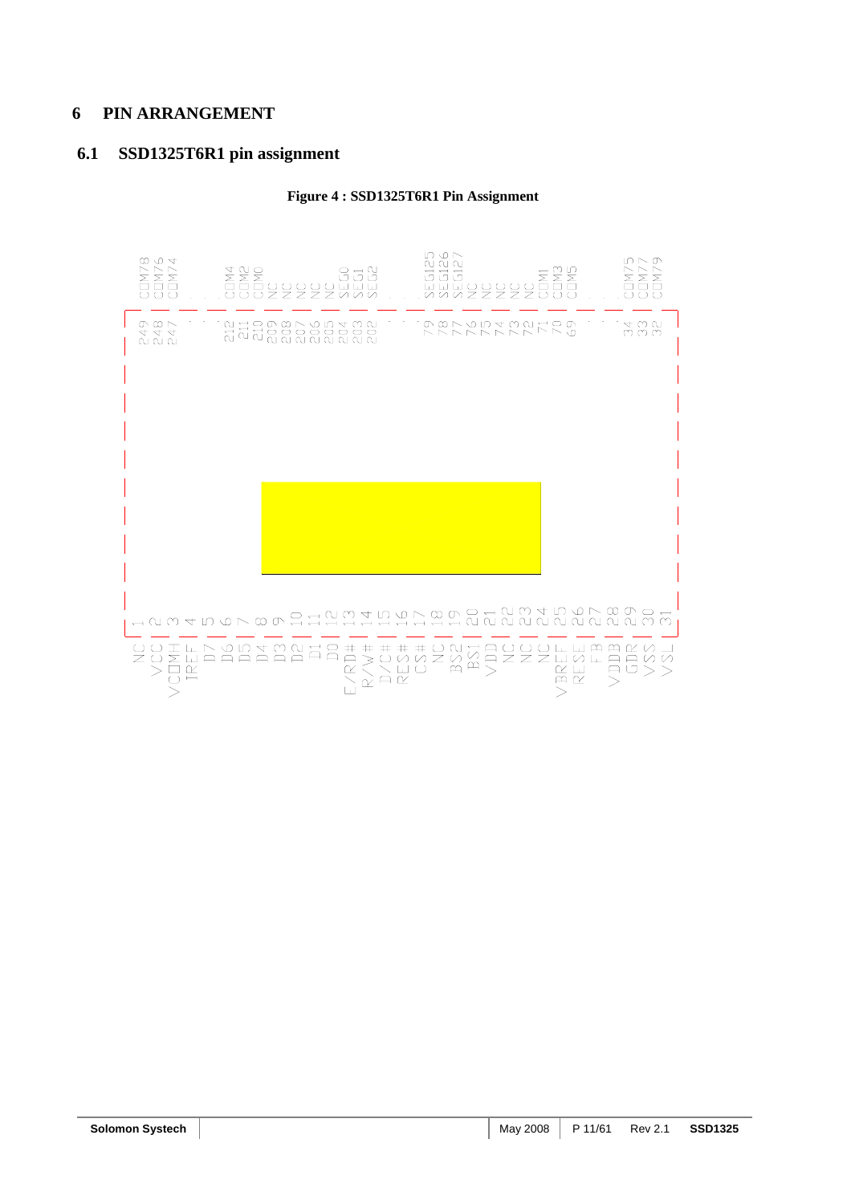# 6 PIN ARRANGEMENT

## 6.1 SSD1325T6R1 pin assignment

**Figure 4 : SSD1325T6R1 Pin Assignment**

COM78 COM76 COM74 . . . COM4 COM2 COM0 NC NC NC NC SEG0 SEG1 SEG2 . . . SEG125 SEG126 SEG127 NC NC NC NC COM1 COM3 COM5 . . . COM75 COM77 COM79

249 248 247 . . . 212 211 210 209 208 207 206 205 204 203 202 . . . 79 78 77 76 75 74 73 72 71 70 69 . . . 34 33 32

1 2 3 4 5 6 7 8 9 10 11 12 13 14 15 16 17 18 19 20 21 22 23 24 25 26 27 28 29 30 31

NC VCC VCOMH IREF D7 D6 D5 D4 D3 D2 D1 D0 E/RD# R/W# D/C# RES# CS# NC BS2 BS1 VDD NC NC NC VBREF RESE FB VDDB GDR VSS VSL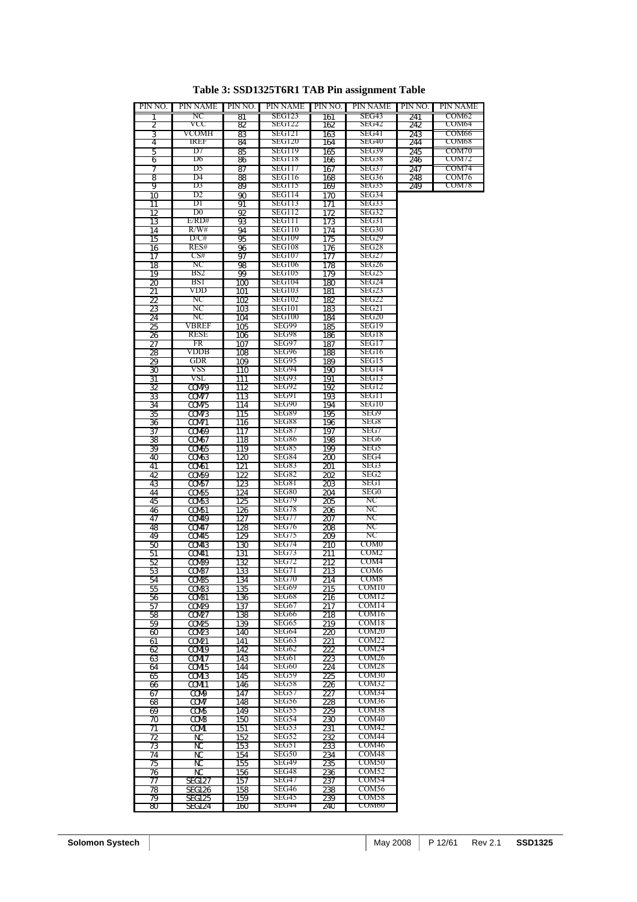**Table 3: SSD1325T6R1 TAB Pin assignment Table**

| PIN NO. | PIN NAME | PIN NO. | PIN NAME | PIN NO. | PIN NAME | PIN NO. | PIN NAME |
|---|---|---|---|---|---|---|---|
| 1 | NC | 81 | SEG123 | 161 | SEG43 | 241 | COM62 |
| 2 | VCC | 82 | SEG122 | 162 | SEG42 | 242 | COM64 |
| 3 | VCOMH | 83 | SEG121 | 163 | SEG41 | 243 | COM66 |
| 4 | IREF | 84 | SEG120 | 164 | SEG40 | 244 | COM68 |
| 5 | D7 | 85 | SEG119 | 165 | SEG39 | 245 | COM70 |
| 6 | D6 | 86 | SEG118 | 166 | SEG38 | 246 | COM72 |
| 7 | D5 | 87 | SEG117 | 167 | SEG37 | 247 | COM74 |
| 8 | D4 | 88 | SEG116 | 168 | SEG36 | 248 | COM76 |
| 9 | D3 | 89 | SEG115 | 169 | SEG35 | 249 | COM78 |
| 10 | D2 | 90 | SEG114 | 170 | SEG34 | | |
| 11 | D1 | 91 | SEG113 | 171 | SEG33 | | |
| 12 | D0 | 92 | SEG112 | 172 | SEG32 | | |
| 13 | E/RD# | 93 | SEG111 | 173 | SEG31 | | |
| 14 | R/W# | 94 | SEG110 | 174 | SEG30 | | |
| 15 | D/C# | 95 | SEG109 | 175 | SEG29 | | |
| 16 | RES# | 96 | SEG108 | 176 | SEG28 | | |
| 17 | CS# | 97 | SEG107 | 177 | SEG27 | | |
| 18 | NC | 98 | SEG106 | 178 | SEG26 | | |
| 19 | BS2 | 99 | SEG105 | 179 | SEG25 | | |
| 20 | BS1 | 100 | SEG104 | 180 | SEG24 | | |
| 21 | VDD | 101 | SEG103 | 181 | SEG23 | | |
| 22 | NC | 102 | SEG102 | 182 | SEG22 | | |
| 23 | NC | 103 | SEG101 | 183 | SEG21 | | |
| 24 | NC | 104 | SEG100 | 184 | SEG20 | | |
| 25 | VBREF | 105 | SEG99 | 185 | SEG19 | | |
| 26 | RESE | 106 | SEG98 | 186 | SEG18 | | |
| 27 | FR | 107 | SEG97 | 187 | SEG17 | | |
| 28 | VDDB | 108 | SEG96 | 188 | SEG16 | | |
| 29 | GDR | 109 | SEG95 | 189 | SEG15 | | |
| 30 | VSS | 110 | SEG94 | 190 | SEG14 | | |
| 31 | VSL | 111 | SEG93 | 191 | SEG13 | | |
| 32 | COM79 | 112 | SEG92 | 192 | SEG12 | | |
| 33 | COM77 | 113 | SEG91 | 193 | SEG11 | | |
| 34 | COM75 | 114 | SEG90 | 194 | SEG10 | | |
| 35 | COM73 | 115 | SEG89 | 195 | SEG9 | | |
| 36 | COM71 | 116 | SEG88 | 196 | SEG8 | | |
| 37 | COM69 | 117 | SEG87 | 197 | SEG7 | | |
| 38 | COM67 | 118 | SEG86 | 198 | SEG6 | | |
| 39 | COM65 | 119 | SEG85 | 199 | SEG5 | | |
| 40 | COM63 | 120 | SEG84 | 200 | SEG4 | | |
| 41 | COM61 | 121 | SEG83 | 201 | SEG3 | | |
| 42 | COM59 | 122 | SEG82 | 202 | SEG2 | | |
| 43 | COM57 | 123 | SEG81 | 203 | SEG1 | | |
| 44 | COM55 | 124 | SEG80 | 204 | SEG0 | | |
| 45 | COM53 | 125 | SEG79 | 205 | NC | | |
| 46 | COM51 | 126 | SEG78 | 206 | NC | | |
| 47 | COM49 | 127 | SEG77 | 207 | NC | | |
| 48 | COM47 | 128 | SEG76 | 208 | NC | | |
| 49 | COM45 | 129 | SEG75 | 209 | NC | | |
| 50 | COM43 | 130 | SEG74 | 210 | COM0 | | |
| 51 | COM41 | 131 | SEG73 | 211 | COM2 | | |
| 52 | COM39 | 132 | SEG72 | 212 | COM4 | | |
| 53 | COM37 | 133 | SEG71 | 213 | COM6 | | |
| 54 | COM35 | 134 | SEG70 | 214 | COM8 | | |
| 55 | COM33 | 135 | SEG69 | 215 | COM10 | | |
| 56 | COM31 | 136 | SEG68 | 216 | COM12 | | |
| 57 | COM29 | 137 | SEG67 | 217 | COM14 | | |
| 58 | COM27 | 138 | SEG66 | 218 | COM16 | | |
| 59 | COM25 | 139 | SEG65 | 219 | COM18 | | |
| 60 | COM23 | 140 | SEG64 | 220 | COM20 | | |
| 61 | COM21 | 141 | SEG63 | 221 | COM22 | | |
| 62 | COM19 | 142 | SEG62 | 222 | COM24 | | |
| 63 | COM17 | 143 | SEG61 | 223 | COM26 | | |
| 64 | COM15 | 144 | SEG60 | 224 | COM28 | | |
| 65 | COM13 | 145 | SEG59 | 225 | COM30 | | |
| 66 | COM11 | 146 | SEG58 | 226 | COM32 | | |
| 67 | COM9 | 147 | SEG57 | 227 | COM34 | | |
| 68 | COM7 | 148 | SEG56 | 228 | COM36 | | |
| 69 | COM5 | 149 | SEG55 | 229 | COM38 | | |
| 70 | COM3 | 150 | SEG54 | 230 | COM40 | | |
| 71 | COM1 | 151 | SEG53 | 231 | COM42 | | |
| 72 | NC | 152 | SEG52 | 232 | COM44 | | |
| 73 | NC | 153 | SEG51 | 233 | COM46 | | |
| 74 | NC | 154 | SEG50 | 234 | COM48 | | |
| 75 | NC | 155 | SEG49 | 235 | COM50 | | |
| 76 | NC | 156 | SEG48 | 236 | COM52 | | |
| 77 | SEG127 | 157 | SEG47 | 237 | COM54 | | |
| 78 | SEG126 | 158 | SEG46 | 238 | COM56 | | |
| 79 | SEG125 | 159 | SEG45 | 239 | COM58 | | |
| 80 | SEG124 | 160 | SEG44 | 240 | COM60 | | |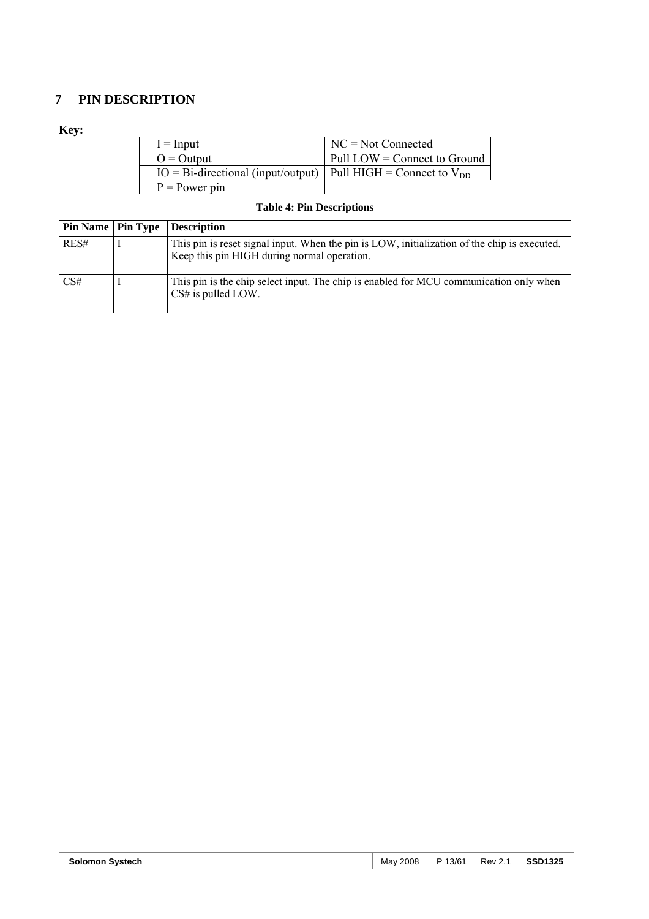# 7 PIN DESCRIPTION

**Key:**

| | |
|---|---|
| I = Input | NC = Not Connected |
| O = Output | Pull LOW = Connect to Ground |
| IO = Bi-directional (input/output) | Pull HIGH = Connect to $V_{DD}$ |
| P = Power pin | |

**Table 4: Pin Descriptions**

| Pin Name | Pin Type | Description |
|---|---|---|
| RES# | I | This pin is reset signal input. When the pin is LOW, initialization of the chip is executed. Keep this pin HIGH during normal operation. |
| CS# | I | This pin is the chip select input. The chip is enabled for MCU communication only when CS# is pulled LOW. |